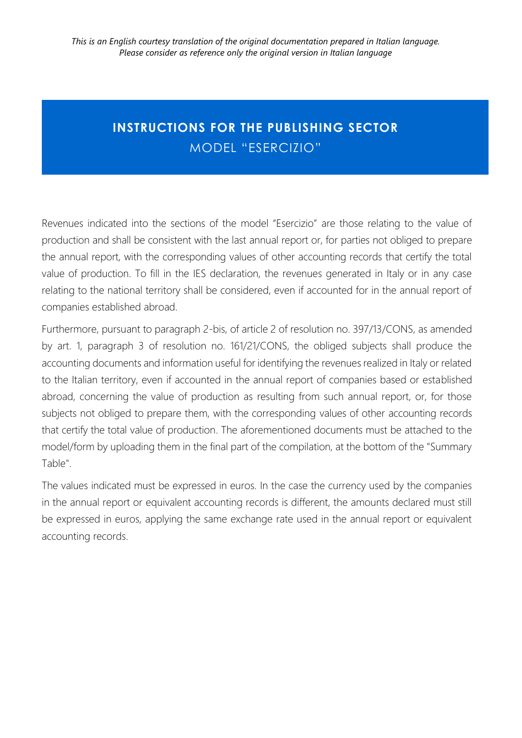*This is an English courtesy translation of the original documentation prepared in Italian language. Please consider as reference only the original version in Italian language*

# INSTRUCTIONS FOR THE PUBLISHING SECTOR
## MODEL "ESERCIZIO"

Revenues indicated into the sections of the model "Esercizio" are those relating to the value of production and shall be consistent with the last annual report or, for parties not obliged to prepare the annual report, with the corresponding values of other accounting records that certify the total value of production. To fill in the IES declaration, the revenues generated in Italy or in any case relating to the national territory shall be considered, even if accounted for in the annual report of companies established abroad.

Furthermore, pursuant to paragraph 2-bis, of article 2 of resolution no. 397/13/CONS, as amended by art. 1, paragraph 3 of resolution no. 161/21/CONS, the obliged subjects shall produce the accounting documents and information useful for identifying the revenues realized in Italy or related to the Italian territory, even if accounted in the annual report of companies based or established abroad, concerning the value of production as resulting from such annual report, or, for those subjects not obliged to prepare them, with the corresponding values of other accounting records that certify the total value of production. The aforementioned documents must be attached to the model/form by uploading them in the final part of the compilation, at the bottom of the "Summary Table".

The values indicated must be expressed in euros. In the case the currency used by the companies in the annual report or equivalent accounting records is different, the amounts declared must still be expressed in euros, applying the same exchange rate used in the annual report or equivalent accounting records.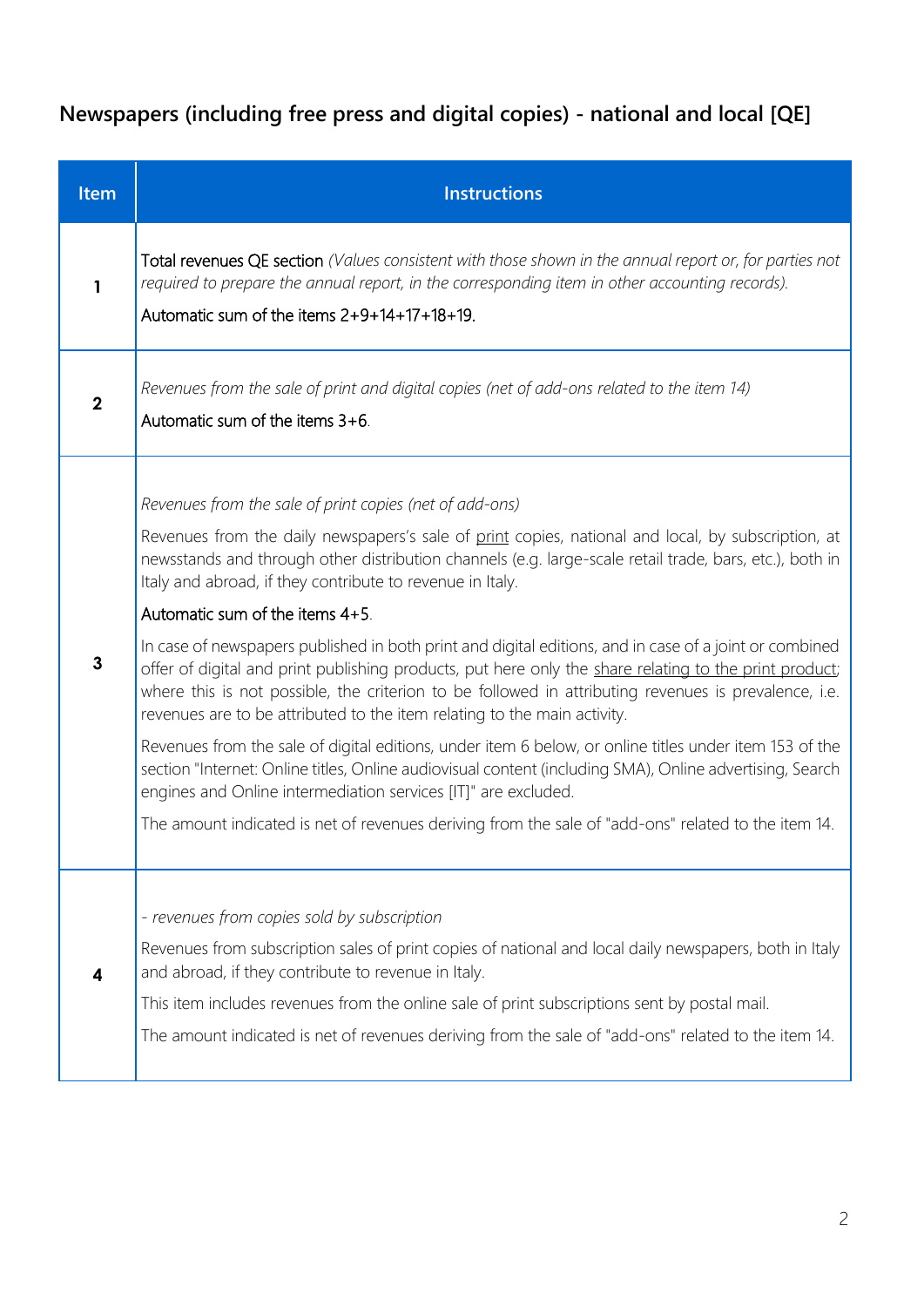## Newspapers (including free press and digital copies) - national and local [QE]

| Item | Instructions |
|---|---|
| **1** | Total revenues QE section *(Values consistent with those shown in the annual report or, for parties not required to prepare the annual report, in the corresponding item in other accounting records).*<br><br>Automatic sum of the items 2+9+14+17+18+19. |
| **2** | *Revenues from the sale of print and digital copies (net of add-ons related to the item 14)*<br><br>Automatic sum of the items 3+6. |
| **3** | *Revenues from the sale of print copies (net of add-ons)*<br><br>Revenues from the daily newspapers's sale of <u>print</u> copies, national and local, by subscription, at newsstands and through other distribution channels (e.g. large-scale retail trade, bars, etc.), both in Italy and abroad, if they contribute to revenue in Italy.<br><br>Automatic sum of the items 4+5.<br><br>In case of newspapers published in both print and digital editions, and in case of a joint or combined offer of digital and print publishing products, put here only the <u>share relating to the print product</u>; where this is not possible, the criterion to be followed in attributing revenues is prevalence, i.e. revenues are to be attributed to the item relating to the main activity.<br><br>Revenues from the sale of digital editions, under item 6 below, or online titles under item 153 of the section "Internet: Online titles, Online audiovisual content (including SMA), Online advertising, Search engines and Online intermediation services [IT]" are excluded.<br><br>The amount indicated is net of revenues deriving from the sale of "add-ons" related to the item 14. |
| **4** | *- revenues from copies sold by subscription*<br><br>Revenues from subscription sales of print copies of national and local daily newspapers, both in Italy and abroad, if they contribute to revenue in Italy.<br><br>This item includes revenues from the online sale of print subscriptions sent by postal mail.<br><br>The amount indicated is net of revenues deriving from the sale of "add-ons" related to the item 14. |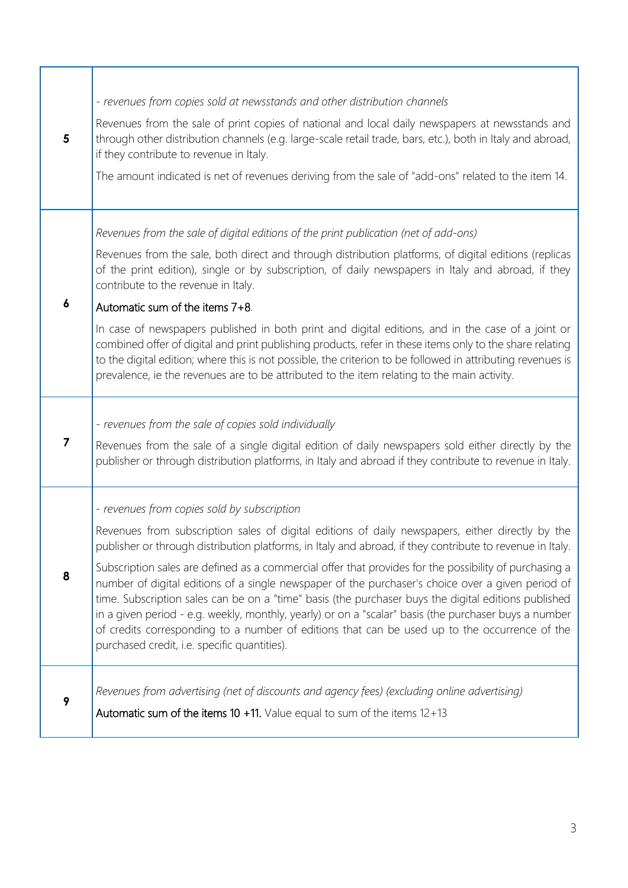| | |
|---|---|
| 5 | *- revenues from copies sold at newsstands and other distribution channels*<br><br>Revenues from the sale of print copies of national and local daily newspapers at newsstands and through other distribution channels (e.g. large-scale retail trade, bars, etc.), both in Italy and abroad, if they contribute to revenue in Italy.<br><br>The amount indicated is net of revenues deriving from the sale of "add-ons" related to the item 14. |
| 6 | *Revenues from the sale of digital editions of the print publication (net of add-ons)*<br><br>Revenues from the sale, both direct and through distribution platforms, of digital editions (replicas of the print edition), single or by subscription, of daily newspapers in Italy and abroad, if they contribute to the revenue in Italy.<br><br>Automatic sum of the items 7+8.<br><br>In case of newspapers published in both print and digital editions, and in the case of a joint or combined offer of digital and print publishing products, refer in these items only to the share relating to the digital edition; where this is not possible, the criterion to be followed in attributing revenues is prevalence, ie the revenues are to be attributed to the item relating to the main activity. |
| 7 | *- revenues from the sale of copies sold individually*<br><br>Revenues from the sale of a single digital edition of daily newspapers sold either directly by the publisher or through distribution platforms, in Italy and abroad if they contribute to revenue in Italy. |
| 8 | *- revenues from copies sold by subscription*<br><br>Revenues from subscription sales of digital editions of daily newspapers, either directly by the publisher or through distribution platforms, in Italy and abroad, if they contribute to revenue in Italy.<br><br>Subscription sales are defined as a commercial offer that provides for the possibility of purchasing a number of digital editions of a single newspaper of the purchaser's choice over a given period of time. Subscription sales can be on a "time" basis (the purchaser buys the digital editions published in a given period - e.g. weekly, monthly, yearly) or on a "scalar" basis (the purchaser buys a number of credits corresponding to a number of editions that can be used up to the occurrence of the purchased credit, i.e. specific quantities). |
| 9 | *Revenues from advertising (net of discounts and agency fees) (excluding online advertising)*<br><br>**Automatic sum of the items 10 +11.** Value equal to sum of the items 12+13 |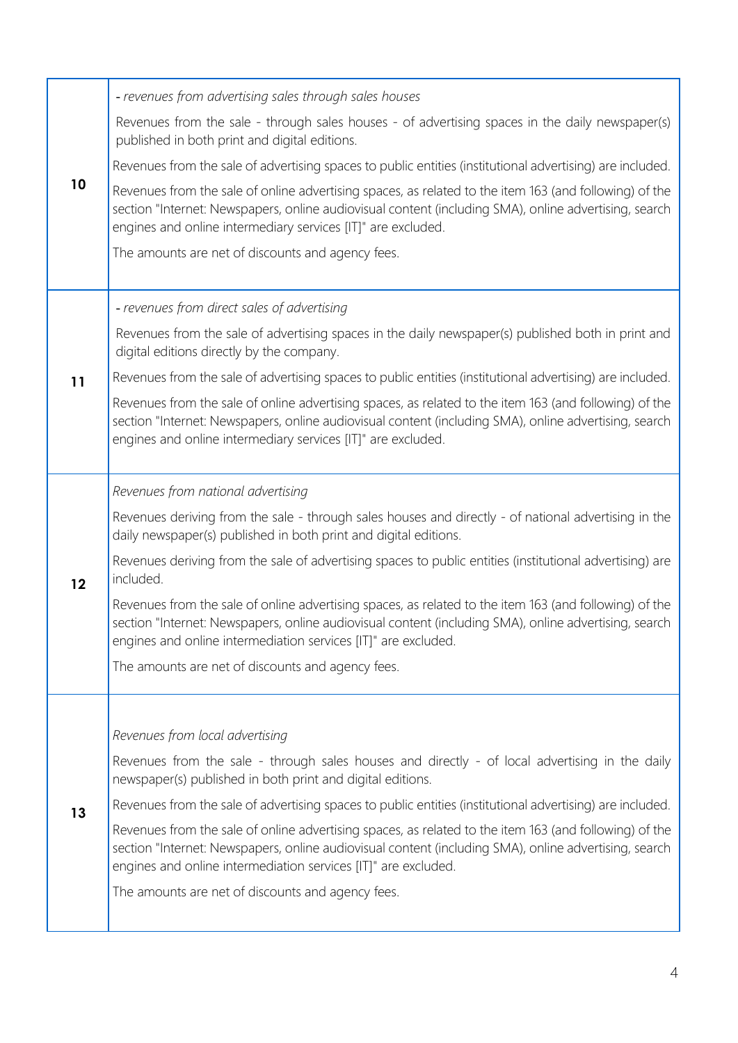| | |
|---|---|
| 10 | *- revenues from advertising sales through sales houses*<br><br>Revenues from the sale - through sales houses - of advertising spaces in the daily newspaper(s) published in both print and digital editions.<br><br>Revenues from the sale of advertising spaces to public entities (institutional advertising) are included.<br><br>Revenues from the sale of online advertising spaces, as related to the item 163 (and following) of the section "Internet: Newspapers, online audiovisual content (including SMA), online advertising, search engines and online intermediary services [IT]" are excluded.<br><br>The amounts are net of discounts and agency fees. |
| 11 | *- revenues from direct sales of advertising*<br><br>Revenues from the sale of advertising spaces in the daily newspaper(s) published both in print and digital editions directly by the company.<br><br>Revenues from the sale of advertising spaces to public entities (institutional advertising) are included.<br><br>Revenues from the sale of online advertising spaces, as related to the item 163 (and following) of the section "Internet: Newspapers, online audiovisual content (including SMA), online advertising, search engines and online intermediary services [IT]" are excluded. |
| 12 | *Revenues from national advertising*<br><br>Revenues deriving from the sale - through sales houses and directly - of national advertising in the daily newspaper(s) published in both print and digital editions.<br><br>Revenues deriving from the sale of advertising spaces to public entities (institutional advertising) are included.<br><br>Revenues from the sale of online advertising spaces, as related to the item 163 (and following) of the section "Internet: Newspapers, online audiovisual content (including SMA), online advertising, search engines and online intermediation services [IT]" are excluded.<br><br>The amounts are net of discounts and agency fees. |
| 13 | *Revenues from local advertising*<br><br>Revenues from the sale - through sales houses and directly - of local advertising in the daily newspaper(s) published in both print and digital editions.<br><br>Revenues from the sale of advertising spaces to public entities (institutional advertising) are included.<br><br>Revenues from the sale of online advertising spaces, as related to the item 163 (and following) of the section "Internet: Newspapers, online audiovisual content (including SMA), online advertising, search engines and online intermediation services [IT]" are excluded.<br><br>The amounts are net of discounts and agency fees. |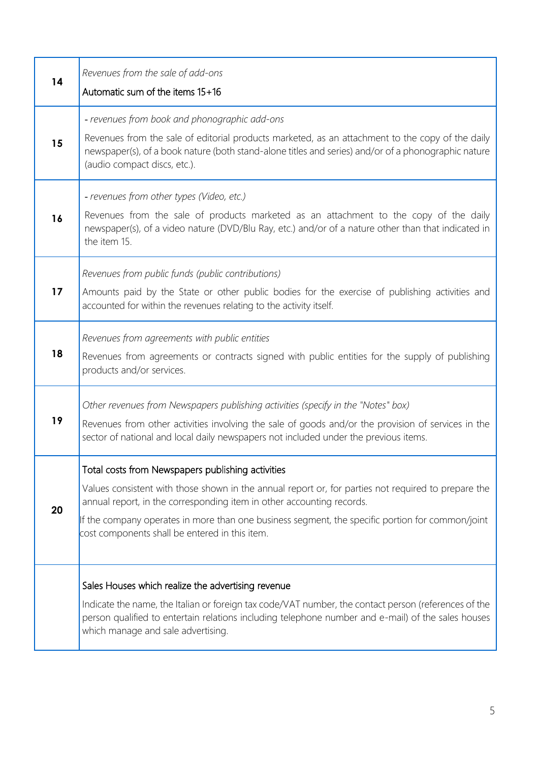| | |
|---|---|
| **14** | *Revenues from the sale of add-ons*<br><br>Automatic sum of the items 15+16 |
| **15** | *- revenues from book and phonographic add-ons*<br><br>Revenues from the sale of editorial products marketed, as an attachment to the copy of the daily newspaper(s), of a book nature (both stand-alone titles and series) and/or of a phonographic nature (audio compact discs, etc.). |
| **16** | *- revenues from other types (Video, etc.)*<br><br>Revenues from the sale of products marketed as an attachment to the copy of the daily newspaper(s), of a video nature (DVD/Blu Ray, etc.) and/or of a nature other than that indicated in the item 15. |
| **17** | *Revenues from public funds (public contributions)*<br><br>Amounts paid by the State or other public bodies for the exercise of publishing activities and accounted for within the revenues relating to the activity itself. |
| **18** | *Revenues from agreements with public entities*<br><br>Revenues from agreements or contracts signed with public entities for the supply of publishing products and/or services. |
| **19** | *Other revenues from Newspapers publishing activities (specify in the "Notes" box)*<br><br>Revenues from other activities involving the sale of goods and/or the provision of services in the sector of national and local daily newspapers not included under the previous items. |
| **20** | Total costs from Newspapers publishing activities<br><br>Values consistent with those shown in the annual report or, for parties not required to prepare the annual report, in the corresponding item in other accounting records.<br><br>If the company operates in more than one business segment, the specific portion for common/joint cost components shall be entered in this item. |
| | Sales Houses which realize the advertising revenue<br><br>Indicate the name, the Italian or foreign tax code/VAT number, the contact person (references of the person qualified to entertain relations including telephone number and e-mail) of the sales houses which manage and sale advertising. |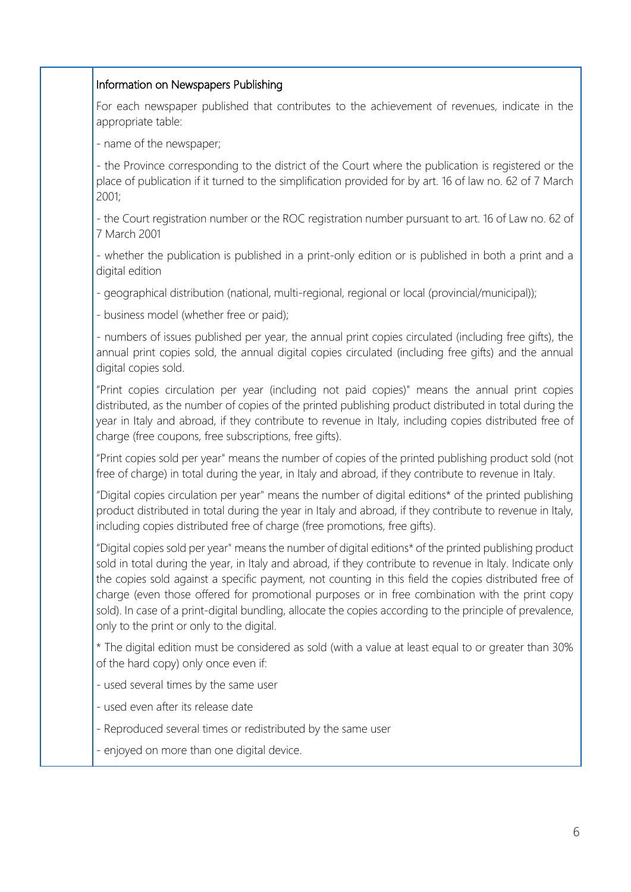Information on Newspapers Publishing

For each newspaper published that contributes to the achievement of revenues, indicate in the appropriate table:

- name of the newspaper;

- the Province corresponding to the district of the Court where the publication is registered or the place of publication if it turned to the simplification provided for by art. 16 of law no. 62 of 7 March 2001;

- the Court registration number or the ROC registration number pursuant to art. 16 of Law no. 62 of 7 March 2001

- whether the publication is published in a print-only edition or is published in both a print and a digital edition

- geographical distribution (national, multi-regional, regional or local (provincial/municipal));

- business model (whether free or paid);

- numbers of issues published per year, the annual print copies circulated (including free gifts), the annual print copies sold, the annual digital copies circulated (including free gifts) and the annual digital copies sold.

"Print copies circulation per year (including not paid copies)" means the annual print copies distributed, as the number of copies of the printed publishing product distributed in total during the year in Italy and abroad, if they contribute to revenue in Italy, including copies distributed free of charge (free coupons, free subscriptions, free gifts).

"Print copies sold per year" means the number of copies of the printed publishing product sold (not free of charge) in total during the year, in Italy and abroad, if they contribute to revenue in Italy.

"Digital copies circulation per year" means the number of digital editions* of the printed publishing product distributed in total during the year in Italy and abroad, if they contribute to revenue in Italy, including copies distributed free of charge (free promotions, free gifts).

"Digital copies sold per year" means the number of digital editions* of the printed publishing product sold in total during the year, in Italy and abroad, if they contribute to revenue in Italy. Indicate only the copies sold against a specific payment, not counting in this field the copies distributed free of charge (even those offered for promotional purposes or in free combination with the print copy sold). In case of a print-digital bundling, allocate the copies according to the principle of prevalence, only to the print or only to the digital.

* The digital edition must be considered as sold (with a value at least equal to or greater than 30% of the hard copy) only once even if:

- used several times by the same user

- used even after its release date

- Reproduced several times or redistributed by the same user

- enjoyed on more than one digital device.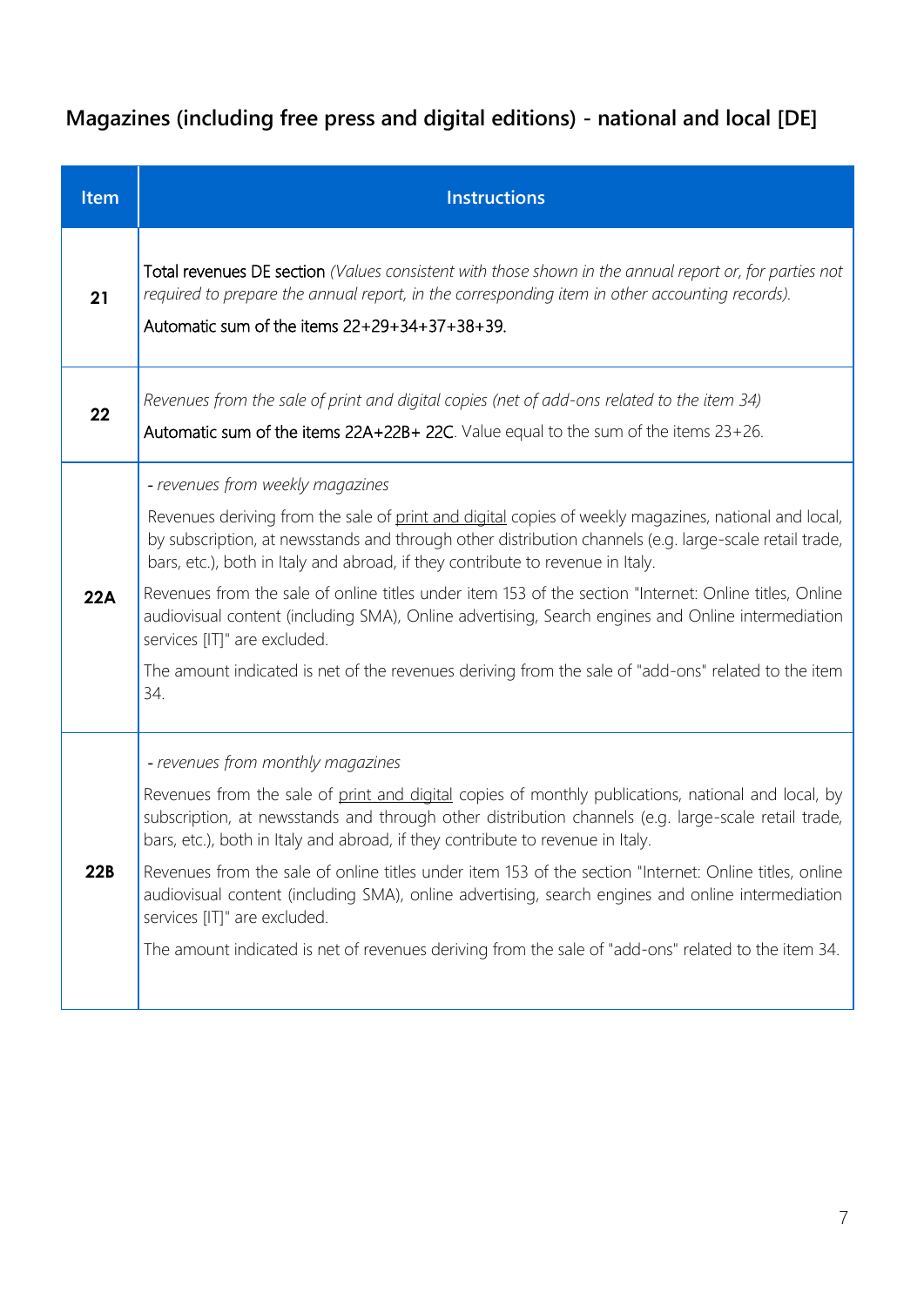## Magazines (including free press and digital editions) - national and local [DE]

| Item | Instructions |
|---|---|
| **21** | Total revenues DE section *(Values consistent with those shown in the annual report or, for parties not required to prepare the annual report, in the corresponding item in other accounting records).*<br>Automatic sum of the items 22+29+34+37+38+39. |
| **22** | *Revenues from the sale of print and digital copies (net of add-ons related to the item 34)*<br>Automatic sum of the items 22A+22B+ 22C. Value equal to the sum of the items 23+26. |
| **22A** | - *revenues from weekly magazines*<br>Revenues deriving from the sale of print and digital copies of weekly magazines, national and local, by subscription, at newsstands and through other distribution channels (e.g. large-scale retail trade, bars, etc.), both in Italy and abroad, if they contribute to revenue in Italy.<br>Revenues from the sale of online titles under item 153 of the section "Internet: Online titles, Online audiovisual content (including SMA), Online advertising, Search engines and Online intermediation services [IT]" are excluded.<br>The amount indicated is net of the revenues deriving from the sale of "add-ons" related to the item 34. |
| **22B** | - *revenues from monthly magazines*<br>Revenues from the sale of print and digital copies of monthly publications, national and local, by subscription, at newsstands and through other distribution channels (e.g. large-scale retail trade, bars, etc.), both in Italy and abroad, if they contribute to revenue in Italy.<br>Revenues from the sale of online titles under item 153 of the section "Internet: Online titles, online audiovisual content (including SMA), online advertising, search engines and online intermediation services [IT]" are excluded.<br>The amount indicated is net of revenues deriving from the sale of "add-ons" related to the item 34. |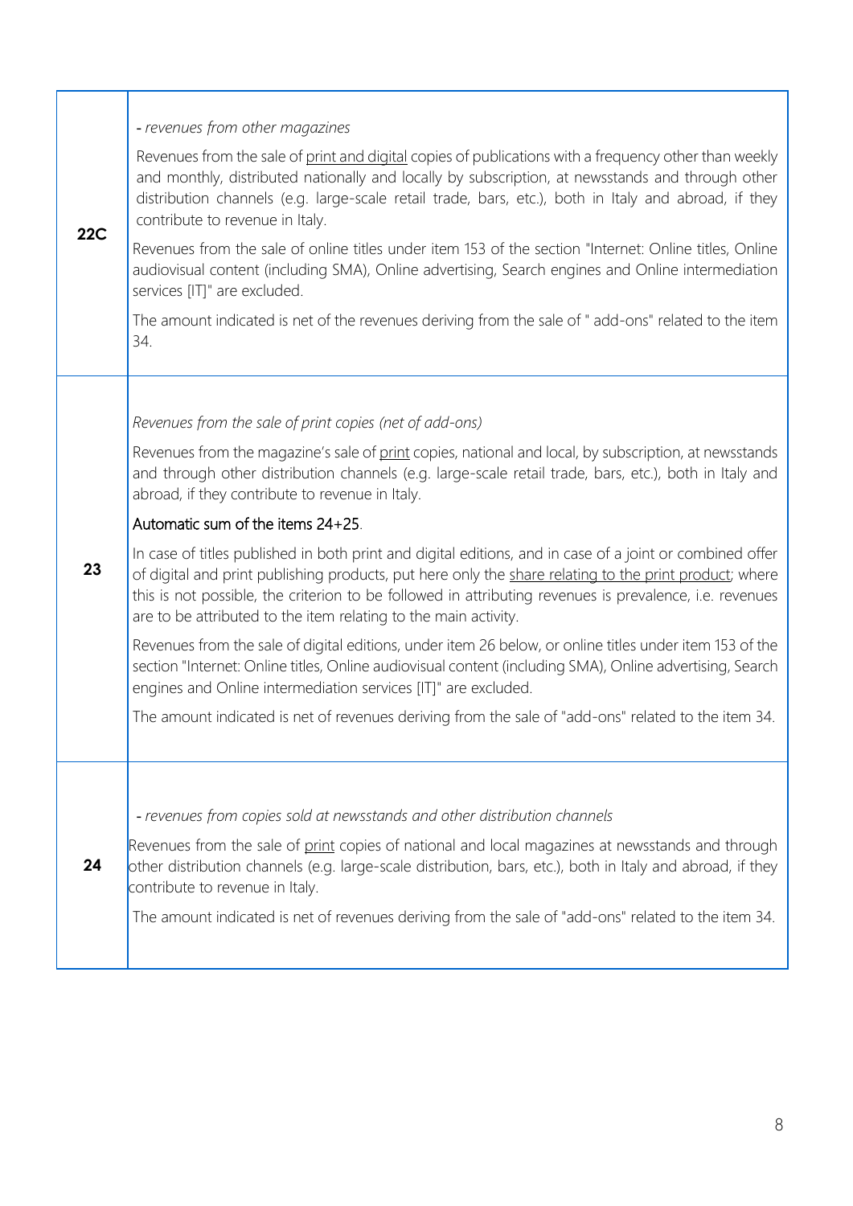| | |
|---|---|
| **22C** | - *revenues from other magazines*<br><br>Revenues from the sale of <u>print and digital</u> copies of publications with a frequency other than weekly and monthly, distributed nationally and locally by subscription, at newsstands and through other distribution channels (e.g. large-scale retail trade, bars, etc.), both in Italy and abroad, if they contribute to revenue in Italy.<br><br>Revenues from the sale of online titles under item 153 of the section "Internet: Online titles, Online audiovisual content (including SMA), Online advertising, Search engines and Online intermediation services [IT]" are excluded.<br><br>The amount indicated is net of the revenues deriving from the sale of " add-ons" related to the item 34. |
| **23** | *Revenues from the sale of print copies (net of add-ons)*<br><br>Revenues from the magazine's sale of <u>print</u> copies, national and local, by subscription, at newsstands and through other distribution channels (e.g. large-scale retail trade, bars, etc.), both in Italy and abroad, if they contribute to revenue in Italy.<br><br>Automatic sum of the items 24+25.<br><br>In case of titles published in both print and digital editions, and in case of a joint or combined offer of digital and print publishing products, put here only the <u>share relating to the print product</u>; where this is not possible, the criterion to be followed in attributing revenues is prevalence, i.e. revenues are to be attributed to the item relating to the main activity.<br><br>Revenues from the sale of digital editions, under item 26 below, or online titles under item 153 of the section "Internet: Online titles, Online audiovisual content (including SMA), Online advertising, Search engines and Online intermediation services [IT]" are excluded.<br><br>The amount indicated is net of revenues deriving from the sale of "add-ons" related to the item 34. |
| **24** | - *revenues from copies sold at newsstands and other distribution channels*<br><br>Revenues from the sale of <u>print</u> copies of national and local magazines at newsstands and through other distribution channels (e.g. large-scale distribution, bars, etc.), both in Italy and abroad, if they contribute to revenue in Italy.<br><br>The amount indicated is net of revenues deriving from the sale of "add-ons" related to the item 34. |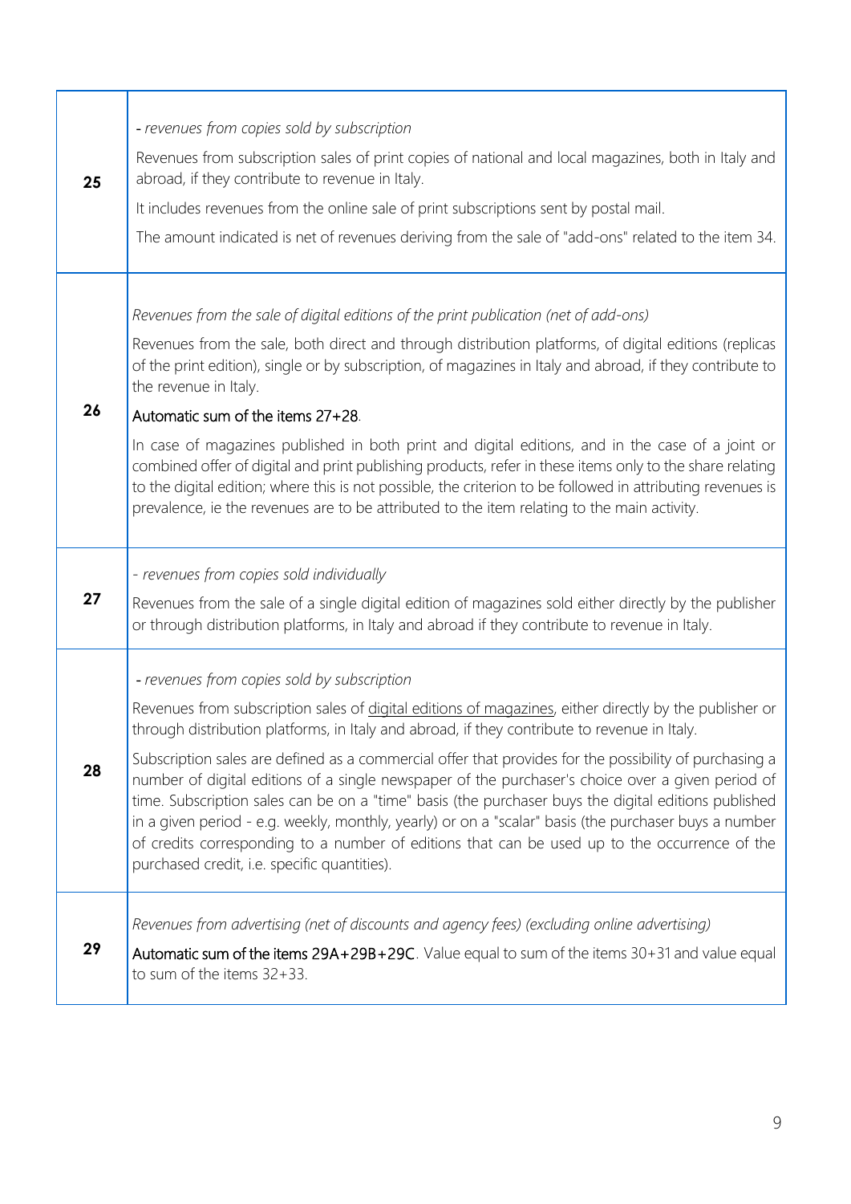| | |
|---|---|
| **25** | - *revenues from copies sold by subscription*<br><br>Revenues from subscription sales of print copies of national and local magazines, both in Italy and abroad, if they contribute to revenue in Italy.<br><br>It includes revenues from the online sale of print subscriptions sent by postal mail.<br><br>The amount indicated is net of revenues deriving from the sale of "add-ons" related to the item 34. |
| **26** | *Revenues from the sale of digital editions of the print publication (net of add-ons)*<br><br>Revenues from the sale, both direct and through distribution platforms, of digital editions (replicas of the print edition), single or by subscription, of magazines in Italy and abroad, if they contribute to the revenue in Italy.<br><br>Automatic sum of the items 27+28.<br><br>In case of magazines published in both print and digital editions, and in the case of a joint or combined offer of digital and print publishing products, refer in these items only to the share relating to the digital edition; where this is not possible, the criterion to be followed in attributing revenues is prevalence, ie the revenues are to be attributed to the item relating to the main activity. |
| **27** | - *revenues from copies sold individually*<br><br>Revenues from the sale of a single digital edition of magazines sold either directly by the publisher or through distribution platforms, in Italy and abroad if they contribute to revenue in Italy. |
| **28** | - *revenues from copies sold by subscription*<br><br>Revenues from subscription sales of digital editions of magazines, either directly by the publisher or through distribution platforms, in Italy and abroad, if they contribute to revenue in Italy.<br><br>Subscription sales are defined as a commercial offer that provides for the possibility of purchasing a number of digital editions of a single newspaper of the purchaser's choice over a given period of time. Subscription sales can be on a "time" basis (the purchaser buys the digital editions published in a given period - e.g. weekly, monthly, yearly) or on a "scalar" basis (the purchaser buys a number of credits corresponding to a number of editions that can be used up to the occurrence of the purchased credit, i.e. specific quantities). |
| **29** | *Revenues from advertising (net of discounts and agency fees) (excluding online advertising)*<br><br>Automatic sum of the items 29A+29B+29C. Value equal to sum of the items 30+31 and value equal to sum of the items 32+33. |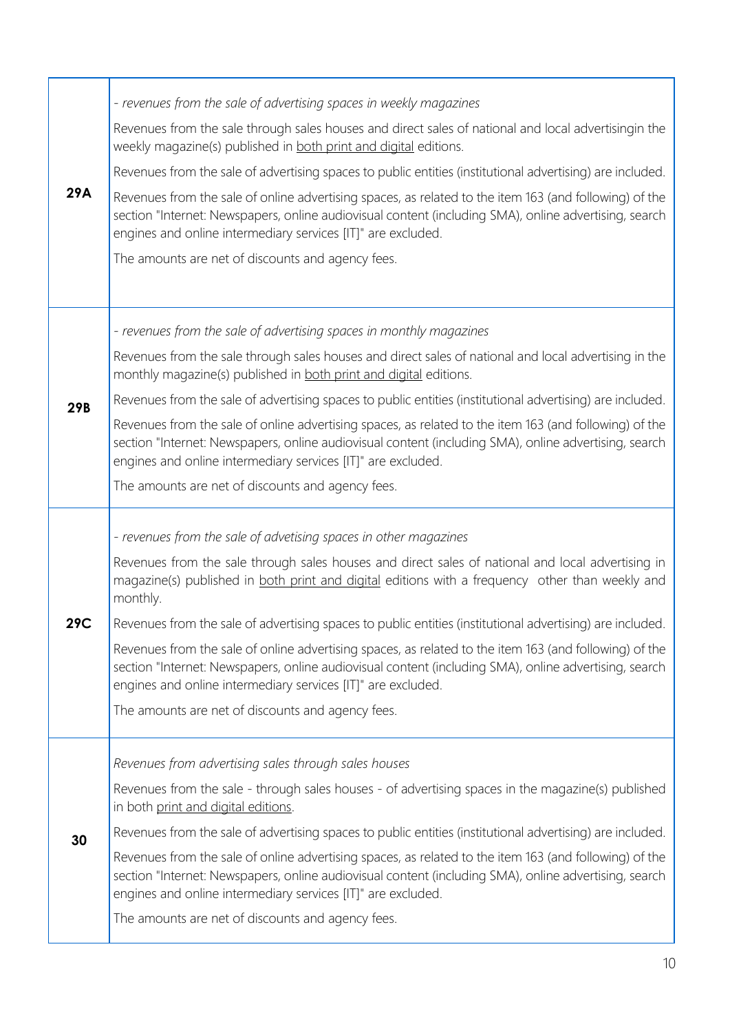| | |
|---|---|
| **29A** | *- revenues from the sale of advertising spaces in weekly magazines*<br><br>Revenues from the sale through sales houses and direct sales of national and local advertisingin the weekly magazine(s) published in <u>both print and digital</u> editions.<br><br>Revenues from the sale of advertising spaces to public entities (institutional advertising) are included.<br><br>Revenues from the sale of online advertising spaces, as related to the item 163 (and following) of the section "Internet: Newspapers, online audiovisual content (including SMA), online advertising, search engines and online intermediary services [IT]" are excluded.<br><br>The amounts are net of discounts and agency fees. |
| **29B** | *- revenues from the sale of advertising spaces in monthly magazines*<br><br>Revenues from the sale through sales houses and direct sales of national and local advertising in the monthly magazine(s) published in <u>both print and digital</u> editions.<br><br>Revenues from the sale of advertising spaces to public entities (institutional advertising) are included.<br><br>Revenues from the sale of online advertising spaces, as related to the item 163 (and following) of the section "Internet: Newspapers, online audiovisual content (including SMA), online advertising, search engines and online intermediary services [IT]" are excluded.<br><br>The amounts are net of discounts and agency fees. |
| **29C** | *- revenues from the sale of advetising spaces in other magazines*<br><br>Revenues from the sale through sales houses and direct sales of national and local advertising in magazine(s) published in <u>both print and digital</u> editions with a frequency other than weekly and monthly.<br><br>Revenues from the sale of advertising spaces to public entities (institutional advertising) are included.<br><br>Revenues from the sale of online advertising spaces, as related to the item 163 (and following) of the section "Internet: Newspapers, online audiovisual content (including SMA), online advertising, search engines and online intermediary services [IT]" are excluded.<br><br>The amounts are net of discounts and agency fees. |
| **30** | *Revenues from advertising sales through sales houses*<br><br>Revenues from the sale - through sales houses - of advertising spaces in the magazine(s) published in both <u>print and digital editions</u>.<br><br>Revenues from the sale of advertising spaces to public entities (institutional advertising) are included.<br><br>Revenues from the sale of online advertising spaces, as related to the item 163 (and following) of the section "Internet: Newspapers, online audiovisual content (including SMA), online advertising, search engines and online intermediary services [IT]" are excluded.<br><br>The amounts are net of discounts and agency fees. |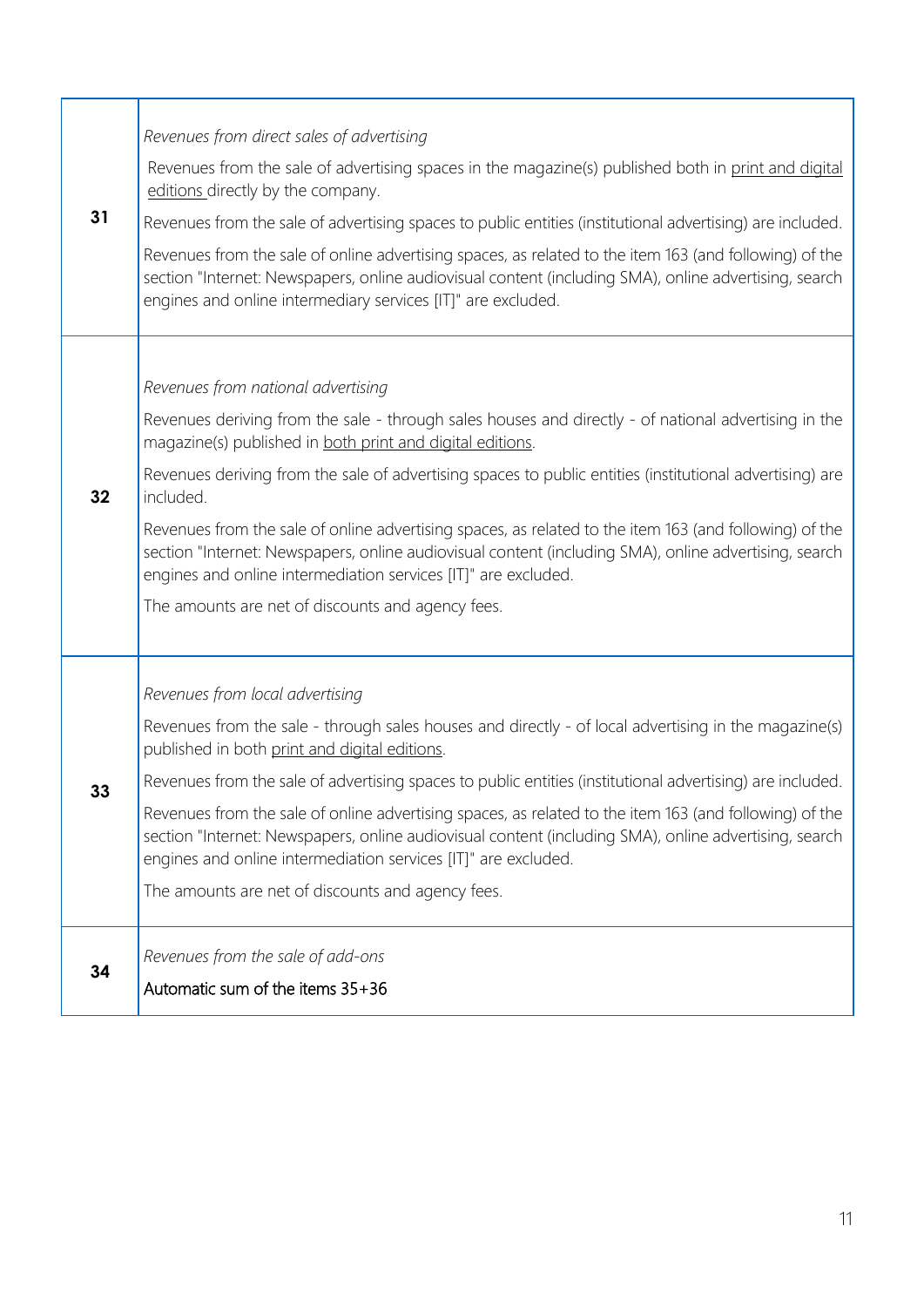| | |
|---|---|
| **31** | *Revenues from direct sales of advertising*<br><br>Revenues from the sale of advertising spaces in the magazine(s) published both in print and digital editions directly by the company.<br><br>Revenues from the sale of advertising spaces to public entities (institutional advertising) are included.<br><br>Revenues from the sale of online advertising spaces, as related to the item 163 (and following) of the section "Internet: Newspapers, online audiovisual content (including SMA), online advertising, search engines and online intermediary services [IT]" are excluded. |
| **32** | *Revenues from national advertising*<br><br>Revenues deriving from the sale - through sales houses and directly - of national advertising in the magazine(s) published in both print and digital editions.<br><br>Revenues deriving from the sale of advertising spaces to public entities (institutional advertising) are included.<br><br>Revenues from the sale of online advertising spaces, as related to the item 163 (and following) of the section "Internet: Newspapers, online audiovisual content (including SMA), online advertising, search engines and online intermediation services [IT]" are excluded.<br><br>The amounts are net of discounts and agency fees. |
| **33** | *Revenues from local advertising*<br><br>Revenues from the sale - through sales houses and directly - of local advertising in the magazine(s) published in both print and digital editions.<br><br>Revenues from the sale of advertising spaces to public entities (institutional advertising) are included.<br><br>Revenues from the sale of online advertising spaces, as related to the item 163 (and following) of the section "Internet: Newspapers, online audiovisual content (including SMA), online advertising, search engines and online intermediation services [IT]" are excluded.<br><br>The amounts are net of discounts and agency fees. |
| **34** | *Revenues from the sale of add-ons*<br><br>Automatic sum of the items 35+36 |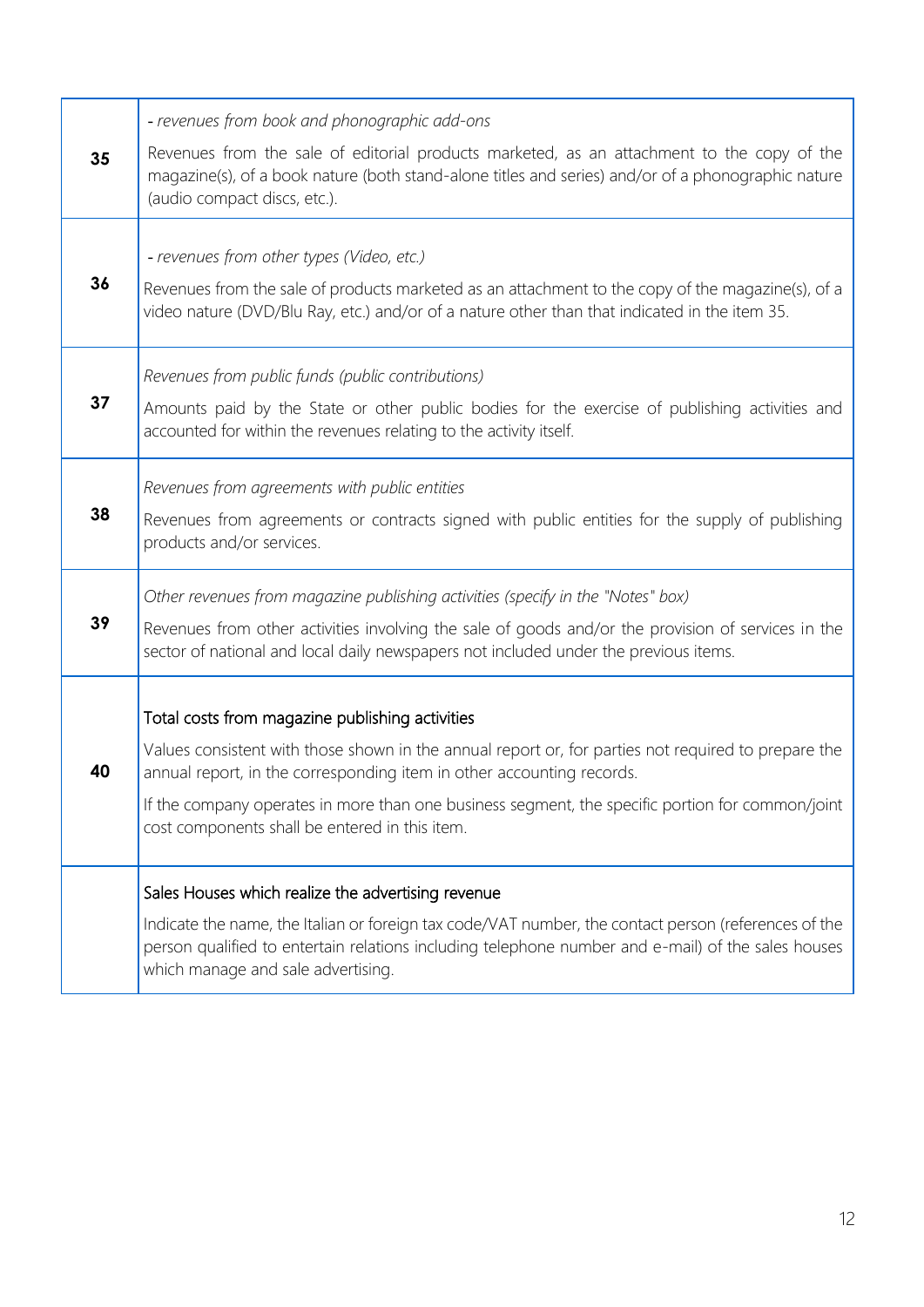| | |
|---|---|
| **35** | *- revenues from book and phonographic add-ons*<br><br>Revenues from the sale of editorial products marketed, as an attachment to the copy of the magazine(s), of a book nature (both stand-alone titles and series) and/or of a phonographic nature (audio compact discs, etc.). |
| **36** | *- revenues from other types (Video, etc.)*<br><br>Revenues from the sale of products marketed as an attachment to the copy of the magazine(s), of a video nature (DVD/Blu Ray, etc.) and/or of a nature other than that indicated in the item 35. |
| **37** | *Revenues from public funds (public contributions)*<br><br>Amounts paid by the State or other public bodies for the exercise of publishing activities and accounted for within the revenues relating to the activity itself. |
| **38** | *Revenues from agreements with public entities*<br><br>Revenues from agreements or contracts signed with public entities for the supply of publishing products and/or services. |
| **39** | *Other revenues from magazine publishing activities (specify in the "Notes" box)*<br><br>Revenues from other activities involving the sale of goods and/or the provision of services in the sector of national and local daily newspapers not included under the previous items. |
| **40** | Total costs from magazine publishing activities<br><br>Values consistent with those shown in the annual report or, for parties not required to prepare the annual report, in the corresponding item in other accounting records.<br><br>If the company operates in more than one business segment, the specific portion for common/joint cost components shall be entered in this item. |
| | Sales Houses which realize the advertising revenue<br><br>Indicate the name, the Italian or foreign tax code/VAT number, the contact person (references of the person qualified to entertain relations including telephone number and e-mail) of the sales houses which manage and sale advertising. |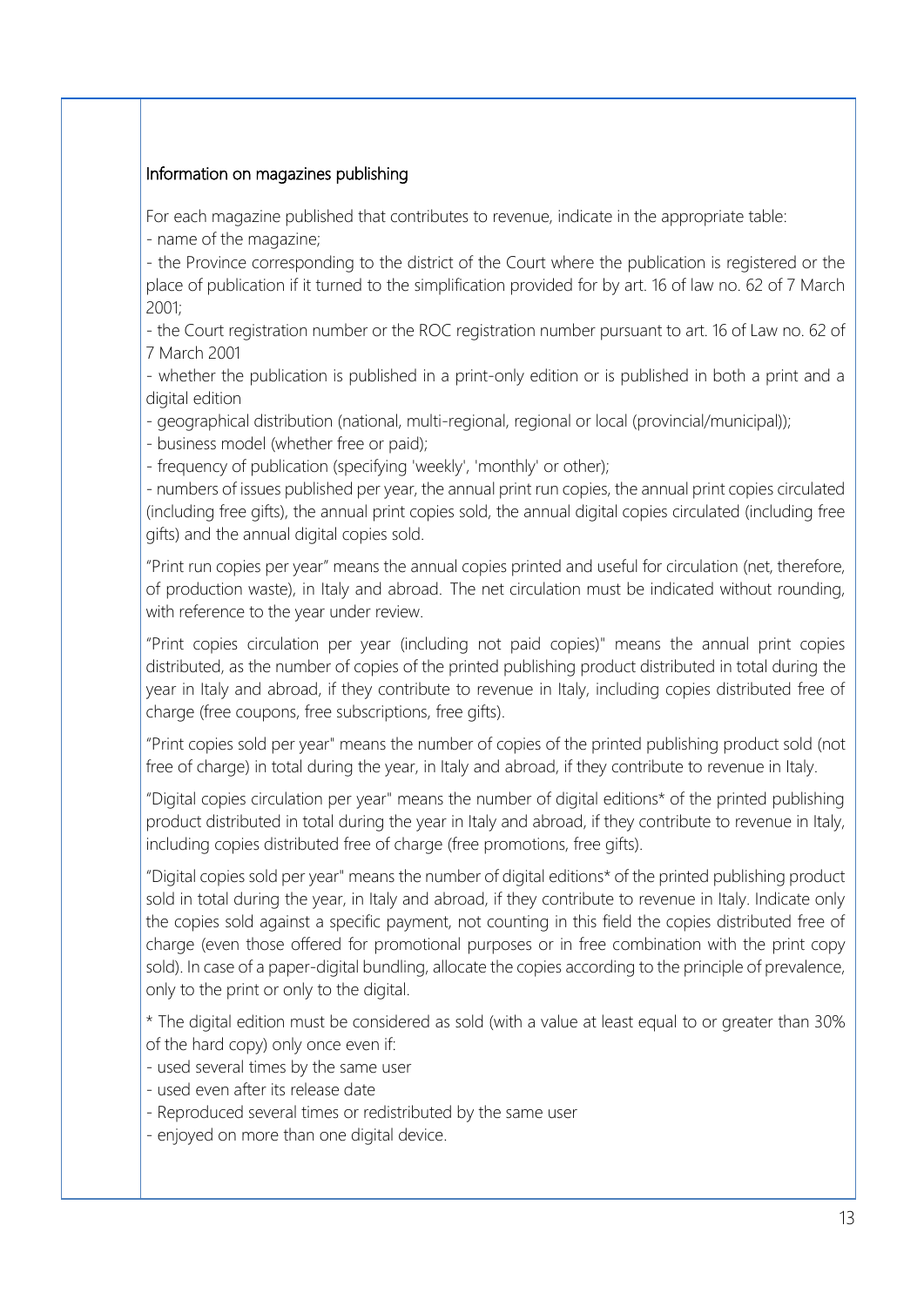## Information on magazines publishing

For each magazine published that contributes to revenue, indicate in the appropriate table:

- name of the magazine;
- the Province corresponding to the district of the Court where the publication is registered or the place of publication if it turned to the simplification provided for by art. 16 of law no. 62 of 7 March 2001;
- the Court registration number or the ROC registration number pursuant to art. 16 of Law no. 62 of 7 March 2001
- whether the publication is published in a print-only edition or is published in both a print and a digital edition
- geographical distribution (national, multi-regional, regional or local (provincial/municipal));
- business model (whether free or paid);
- frequency of publication (specifying 'weekly', 'monthly' or other);
- numbers of issues published per year, the annual print run copies, the annual print copies circulated (including free gifts), the annual print copies sold, the annual digital copies circulated (including free gifts) and the annual digital copies sold.

"Print run copies per year" means the annual copies printed and useful for circulation (net, therefore, of production waste), in Italy and abroad. The net circulation must be indicated without rounding, with reference to the year under review.

"Print copies circulation per year (including not paid copies)" means the annual print copies distributed, as the number of copies of the printed publishing product distributed in total during the year in Italy and abroad, if they contribute to revenue in Italy, including copies distributed free of charge (free coupons, free subscriptions, free gifts).

"Print copies sold per year" means the number of copies of the printed publishing product sold (not free of charge) in total during the year, in Italy and abroad, if they contribute to revenue in Italy.

"Digital copies circulation per year" means the number of digital editions* of the printed publishing product distributed in total during the year in Italy and abroad, if they contribute to revenue in Italy, including copies distributed free of charge (free promotions, free gifts).

"Digital copies sold per year" means the number of digital editions* of the printed publishing product sold in total during the year, in Italy and abroad, if they contribute to revenue in Italy. Indicate only the copies sold against a specific payment, not counting in this field the copies distributed free of charge (even those offered for promotional purposes or in free combination with the print copy sold). In case of a paper-digital bundling, allocate the copies according to the principle of prevalence, only to the print or only to the digital.

* The digital edition must be considered as sold (with a value at least equal to or greater than 30% of the hard copy) only once even if:

- used several times by the same user
- used even after its release date
- Reproduced several times or redistributed by the same user
- enjoyed on more than one digital device.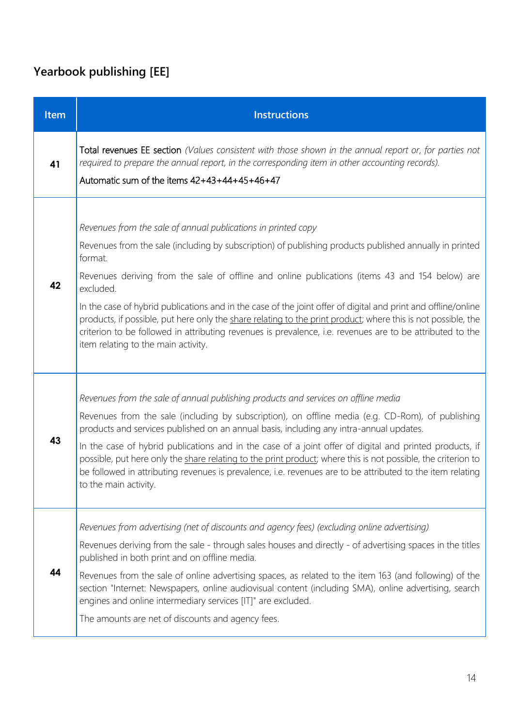## Yearbook publishing [EE]

| Item | Instructions |
| --- | --- |
| **41** | Total revenues EE section *(Values consistent with those shown in the annual report or, for parties not required to prepare the annual report, in the corresponding item in other accounting records).*<br><br>Automatic sum of the items 42+43+44+45+46+47 |
| **42** | *Revenues from the sale of annual publications in printed copy*<br><br>Revenues from the sale (including by subscription) of publishing products published annually in printed format.<br><br>Revenues deriving from the sale of offline and online publications (items 43 and 154 below) are excluded.<br><br>In the case of hybrid publications and in the case of the joint offer of digital and print and offline/online products, if possible, put here only the <u>share relating to the print product</u>; where this is not possible, the criterion to be followed in attributing revenues is prevalence, i.e. revenues are to be attributed to the item relating to the main activity. |
| **43** | *Revenues from the sale of annual publishing products and services on offline media*<br><br>Revenues from the sale (including by subscription), on offline media (e.g. CD-Rom), of publishing products and services published on an annual basis, including any intra-annual updates.<br><br>In the case of hybrid publications and in the case of a joint offer of digital and printed products, if possible, put here only the <u>share relating to the print product</u>; where this is not possible, the criterion to be followed in attributing revenues is prevalence, i.e. revenues are to be attributed to the item relating to the main activity. |
| **44** | *Revenues from advertising (net of discounts and agency fees) (excluding online advertising)*<br><br>Revenues deriving from the sale - through sales houses and directly - of advertising spaces in the titles published in both print and on offline media.<br><br>Revenues from the sale of online advertising spaces, as related to the item 163 (and following) of the section "Internet: Newspapers, online audiovisual content (including SMA), online advertising, search engines and online intermediary services [IT]" are excluded.<br><br>The amounts are net of discounts and agency fees. |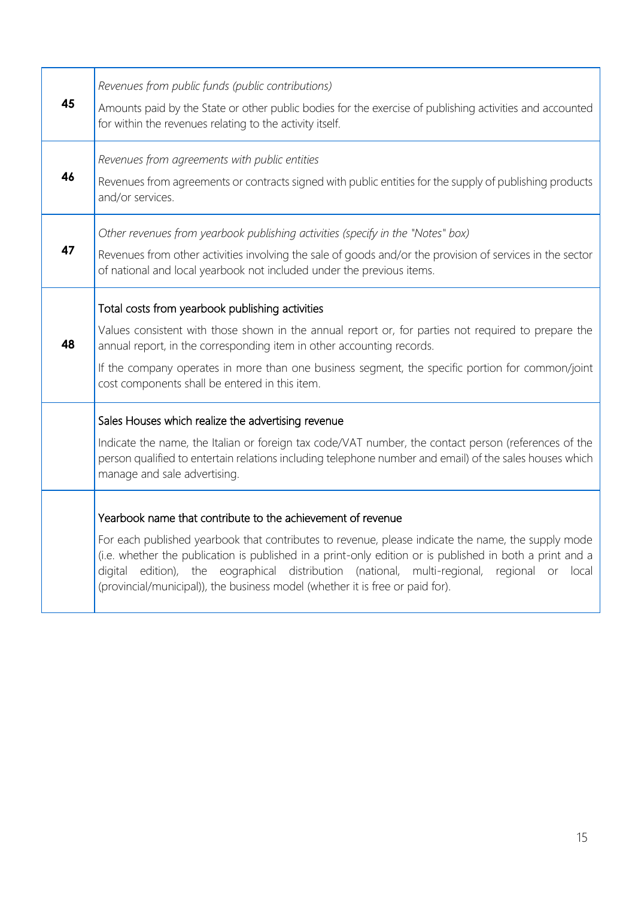| | |
|---|---|
| **45** | *Revenues from public funds (public contributions)*<br><br>Amounts paid by the State or other public bodies for the exercise of publishing activities and accounted for within the revenues relating to the activity itself. |
| **46** | *Revenues from agreements with public entities*<br><br>Revenues from agreements or contracts signed with public entities for the supply of publishing products and/or services. |
| **47** | *Other revenues from yearbook publishing activities (specify in the "Notes" box)*<br><br>Revenues from other activities involving the sale of goods and/or the provision of services in the sector of national and local yearbook not included under the previous items. |
| **48** | Total costs from yearbook publishing activities<br><br>Values consistent with those shown in the annual report or, for parties not required to prepare the annual report, in the corresponding item in other accounting records.<br><br>If the company operates in more than one business segment, the specific portion for common/joint cost components shall be entered in this item. |
| | Sales Houses which realize the advertising revenue<br><br>Indicate the name, the Italian or foreign tax code/VAT number, the contact person (references of the person qualified to entertain relations including telephone number and email) of the sales houses which manage and sale advertising. |
| | Yearbook name that contribute to the achievement of revenue<br><br>For each published yearbook that contributes to revenue, please indicate the name, the supply mode (i.e. whether the publication is published in a print-only edition or is published in both a print and a digital edition), the eographical distribution (national, multi-regional, regional or local (provincial/municipal)), the business model (whether it is free or paid for). |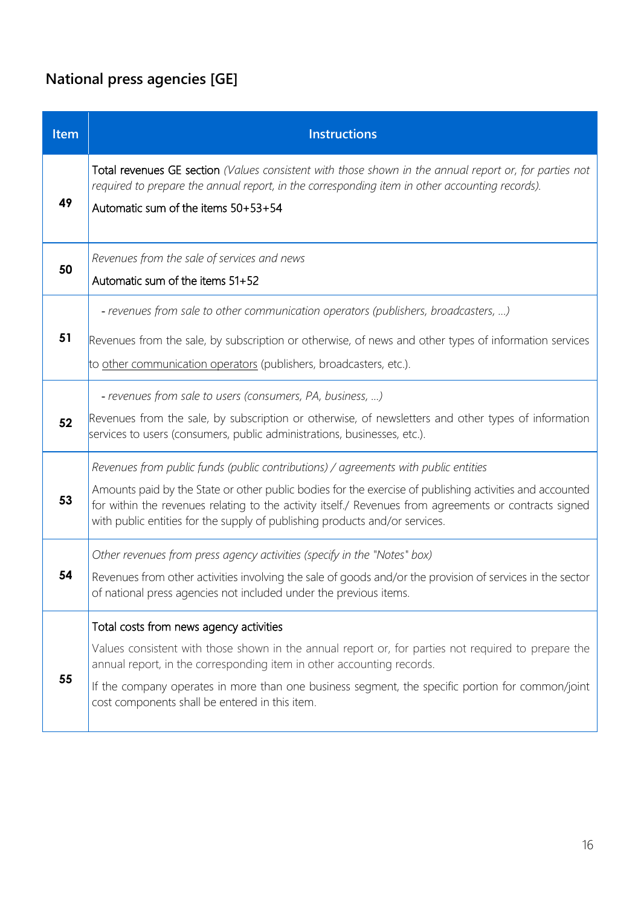## National press agencies [GE]

| Item | Instructions |
|---|---|
| **49** | Total revenues GE section *(Values consistent with those shown in the annual report or, for parties not required to prepare the annual report, in the corresponding item in other accounting records).*<br>Automatic sum of the items 50+53+54 |
| **50** | *Revenues from the sale of services and news*<br>Automatic sum of the items 51+52 |
| **51** | *- revenues from sale to other communication operators (publishers, broadcasters, …)*<br>Revenues from the sale, by subscription or otherwise, of news and other types of information services to other communication operators (publishers, broadcasters, etc.). |
| **52** | *- revenues from sale to users (consumers, PA, business, …)*<br>Revenues from the sale, by subscription or otherwise, of newsletters and other types of information services to users (consumers, public administrations, businesses, etc.). |
| **53** | *Revenues from public funds (public contributions) / agreements with public entities*<br>Amounts paid by the State or other public bodies for the exercise of publishing activities and accounted for within the revenues relating to the activity itself./ Revenues from agreements or contracts signed with public entities for the supply of publishing products and/or services. |
| **54** | *Other revenues from press agency activities (specify in the "Notes" box)*<br>Revenues from other activities involving the sale of goods and/or the provision of services in the sector of national press agencies not included under the previous items. |
| **55** | Total costs from news agency activities<br>Values consistent with those shown in the annual report or, for parties not required to prepare the annual report, in the corresponding item in other accounting records.<br>If the company operates in more than one business segment, the specific portion for common/joint cost components shall be entered in this item. |